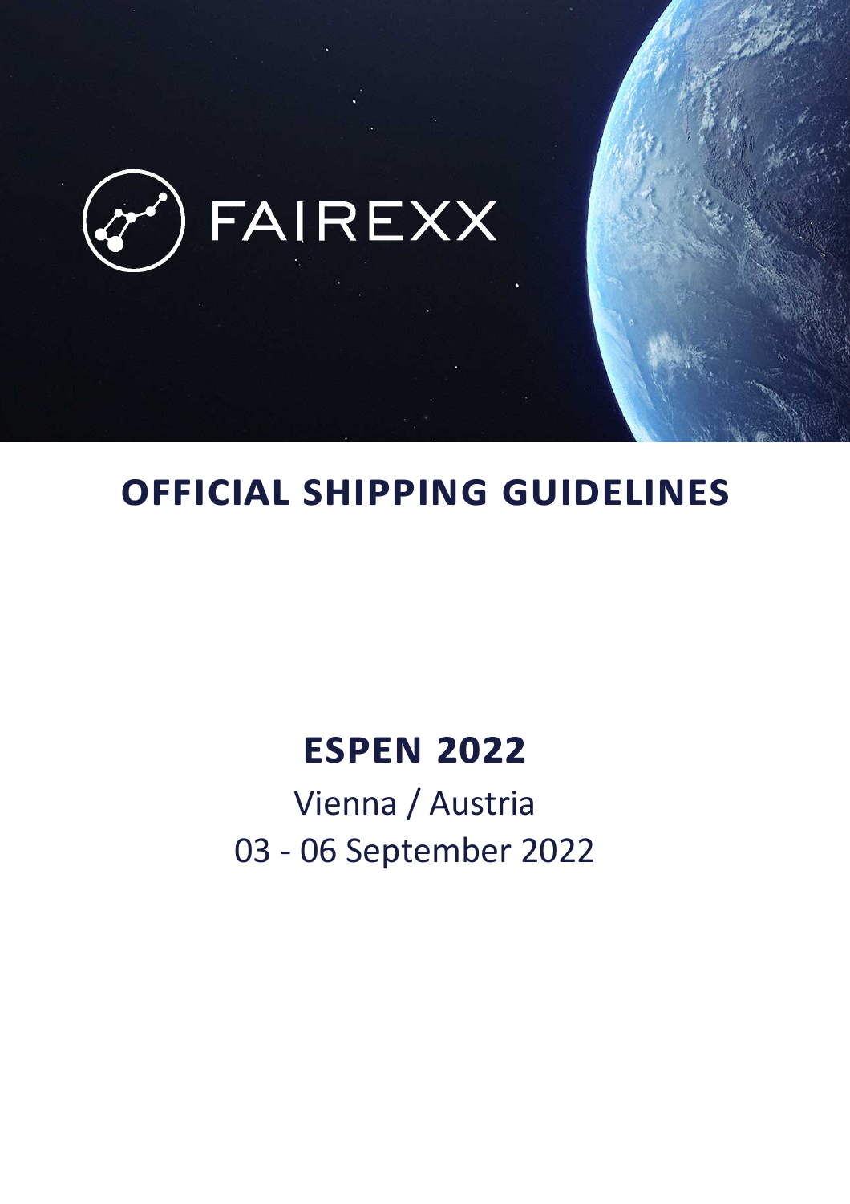FAIREXX

# OFFICIAL SHIPPING GUIDELINES

## ESPEN 2022

Vienna / Austria

03 - 06 September 2022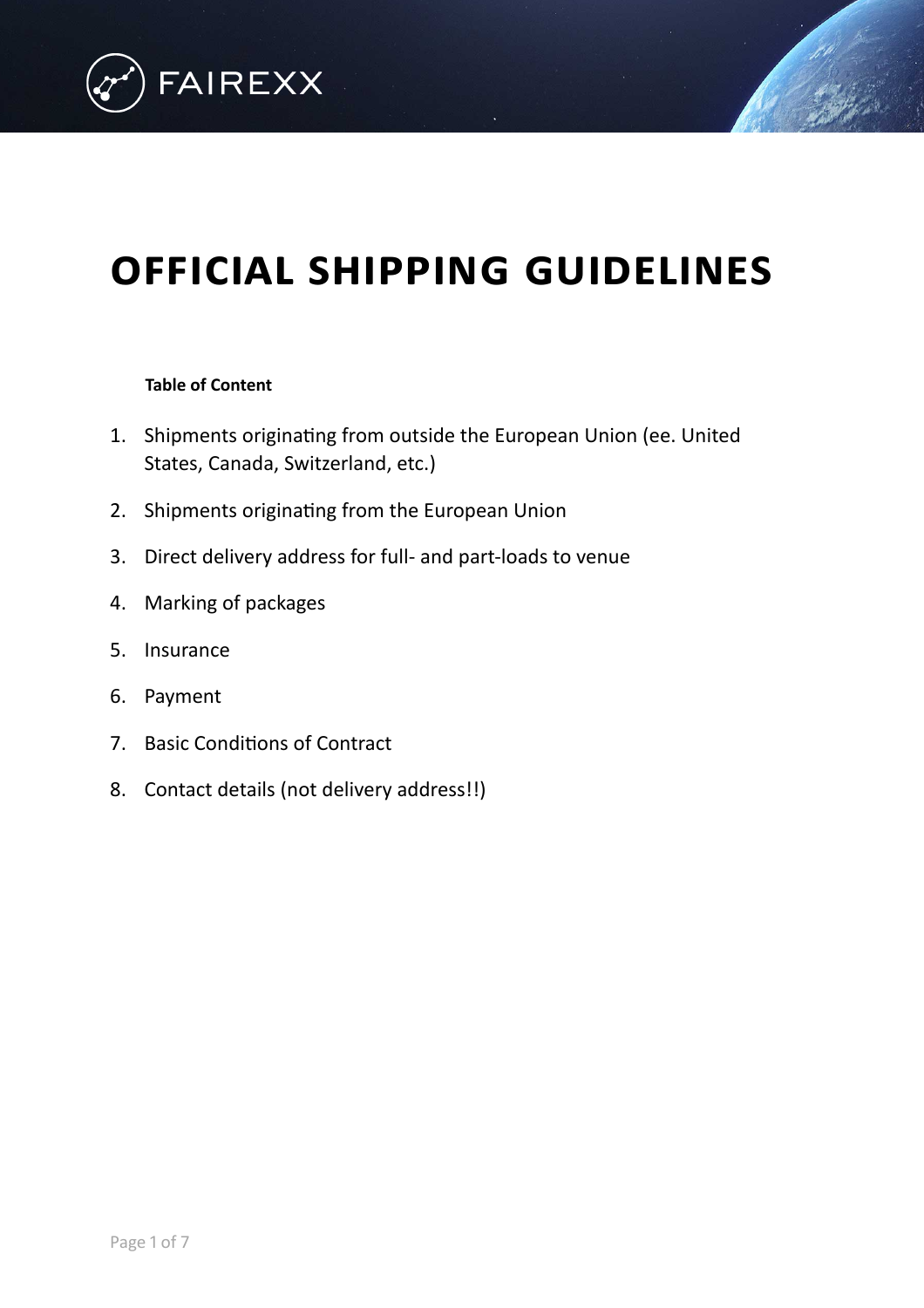# OFFICIAL SHIPPING GUIDELINES

**Table of Content**

1. Shipments originating from outside the European Union (ee. United States, Canada, Switzerland, etc.)
2. Shipments originating from the European Union
3. Direct delivery address for full- and part-loads to venue
4. Marking of packages
5. Insurance
6. Payment
7. Basic Conditions of Contract
8. Contact details (not delivery address!!)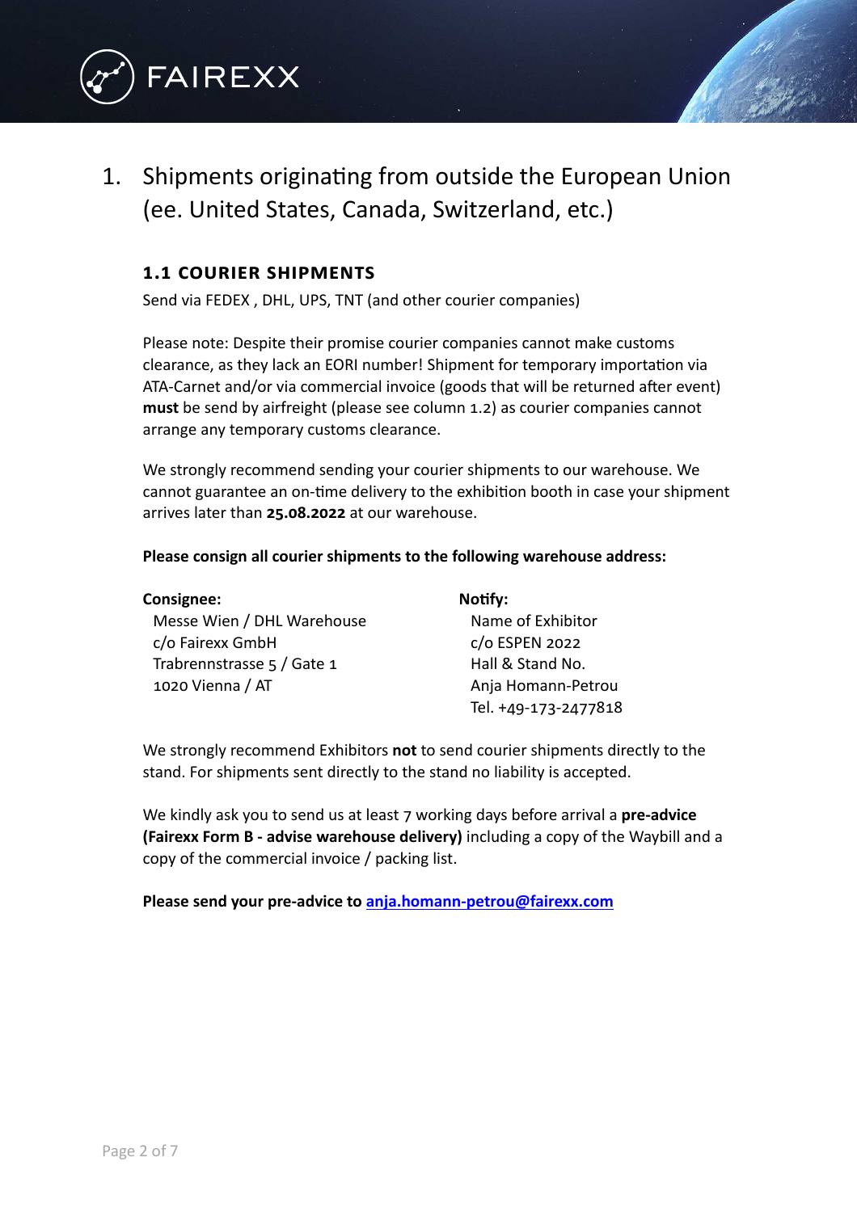# 1. Shipments originating from outside the European Union (ee. United States, Canada, Switzerland, etc.)

### 1.1 COURIER SHIPMENTS

Send via FEDEX , DHL, UPS, TNT (and other courier companies)

Please note: Despite their promise courier companies cannot make customs clearance, as they lack an EORI number! Shipment for temporary importation via ATA-Carnet and/or via commercial invoice (goods that will be returned after event) **must** be send by airfreight (please see column 1.2) as courier companies cannot arrange any temporary customs clearance.

We strongly recommend sending your courier shipments to our warehouse. We cannot guarantee an on-time delivery to the exhibition booth in case your shipment arrives later than **25.08.2022** at our warehouse.

**Please consign all courier shipments to the following warehouse address:**

**Consignee:**
Messe Wien / DHL Warehouse
c/o Fairexx GmbH
Trabrennstrasse 5 / Gate 1
1020 Vienna / AT

**Notify:**
Name of Exhibitor
c/o ESPEN 2022
Hall & Stand No.
Anja Homann-Petrou
Tel. +49-173-2477818

We strongly recommend Exhibitors **not** to send courier shipments directly to the stand. For shipments sent directly to the stand no liability is accepted.

We kindly ask you to send us at least 7 working days before arrival a **pre-advice (Fairexx Form B - advise warehouse delivery)** including a copy of the Waybill and a copy of the commercial invoice / packing list.

**Please send your pre-advice to anja.homann-petrou@fairexx.com**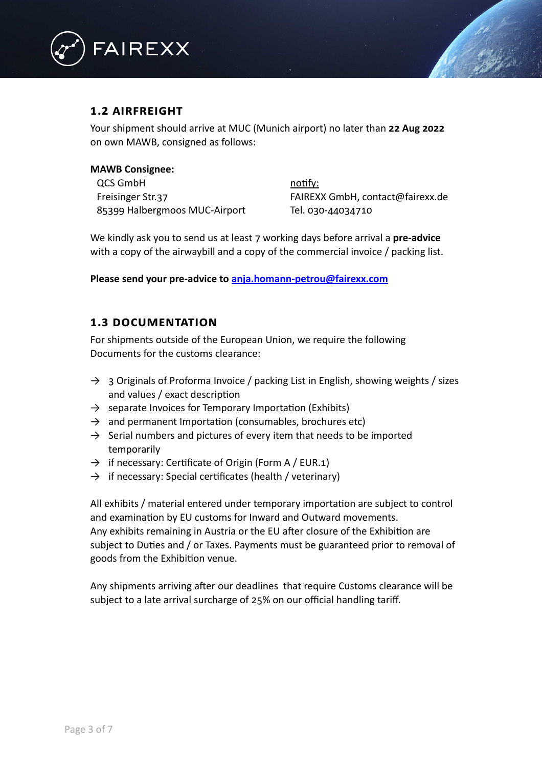## 1.2 AIRFREIGHT

Your shipment should arrive at MUC (Munich airport) no later than **22 Aug 2022** on own MAWB, consigned as follows:

**MAWB Consignee:**

QCS GmbH
Freisinger Str.37
85399 Halbergmoos MUC-Airport

notify:
FAIREXX GmbH, contact@fairexx.de
Tel. 030-44034710

We kindly ask you to send us at least 7 working days before arrival a **pre-advice** with a copy of the airwaybill and a copy of the commercial invoice / packing list.

**Please send your pre-advice to [anja.homann-petrou@fairexx.com](mailto:anja.homann-petrou@fairexx.com)**

## 1.3 DOCUMENTATION

For shipments outside of the European Union, we require the following Documents for the customs clearance:

- → 3 Originals of Proforma Invoice / packing List in English, showing weights / sizes and values / exact description
- → separate Invoices for Temporary Importation (Exhibits)
- → and permanent Importation (consumables, brochures etc)
- → Serial numbers and pictures of every item that needs to be imported temporarily
- → if necessary: Certificate of Origin (Form A / EUR.1)
- → if necessary: Special certificates (health / veterinary)

All exhibits / material entered under temporary importation are subject to control and examination by EU customs for Inward and Outward movements.
Any exhibits remaining in Austria or the EU after closure of the Exhibition are subject to Duties and / or Taxes. Payments must be guaranteed prior to removal of goods from the Exhibition venue.

Any shipments arriving after our deadlines that require Customs clearance will be subject to a late arrival surcharge of 25% on our official handling tariff.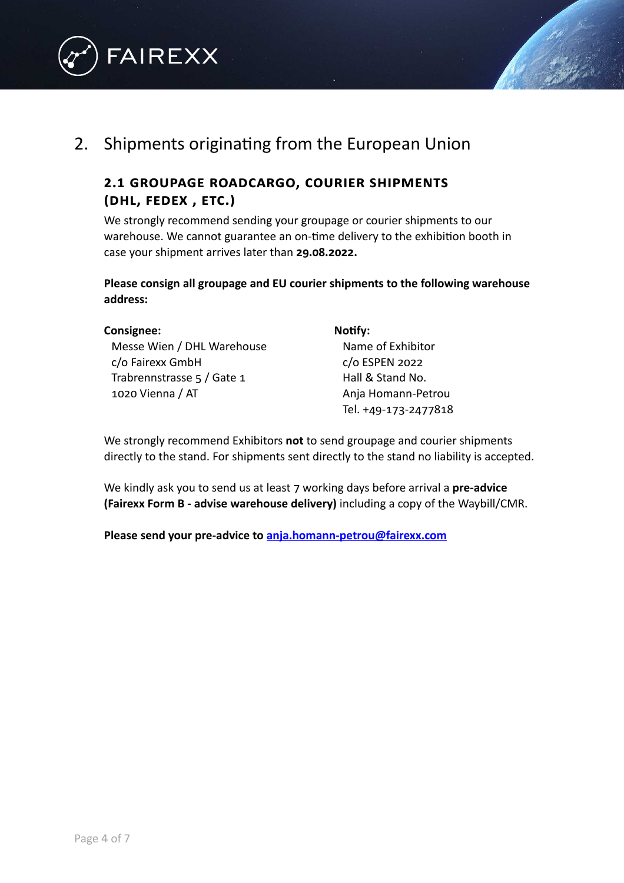## 2. Shipments originating from the European Union

### 2.1 GROUPAGE ROADCARGO, COURIER SHIPMENTS (DHL, FEDEX , ETC.)

We strongly recommend sending your groupage or courier shipments to our warehouse. We cannot guarantee an on-time delivery to the exhibition booth in case your shipment arrives later than **29.08.2022.**

**Please consign all groupage and EU courier shipments to the following warehouse address:**

**Consignee:**
Messe Wien / DHL Warehouse
c/o Fairexx GmbH
Trabrennstrasse 5 / Gate 1
1020 Vienna / AT

**Notify:**
Name of Exhibitor
c/o ESPEN 2022
Hall & Stand No.
Anja Homann-Petrou
Tel. +49-173-2477818

We strongly recommend Exhibitors **not** to send groupage and courier shipments directly to the stand. For shipments sent directly to the stand no liability is accepted.

We kindly ask you to send us at least 7 working days before arrival a **pre-advice (Fairexx Form B - advise warehouse delivery)** including a copy of the Waybill/CMR.

**Please send your pre-advice to anja.homann-petrou@fairexx.com**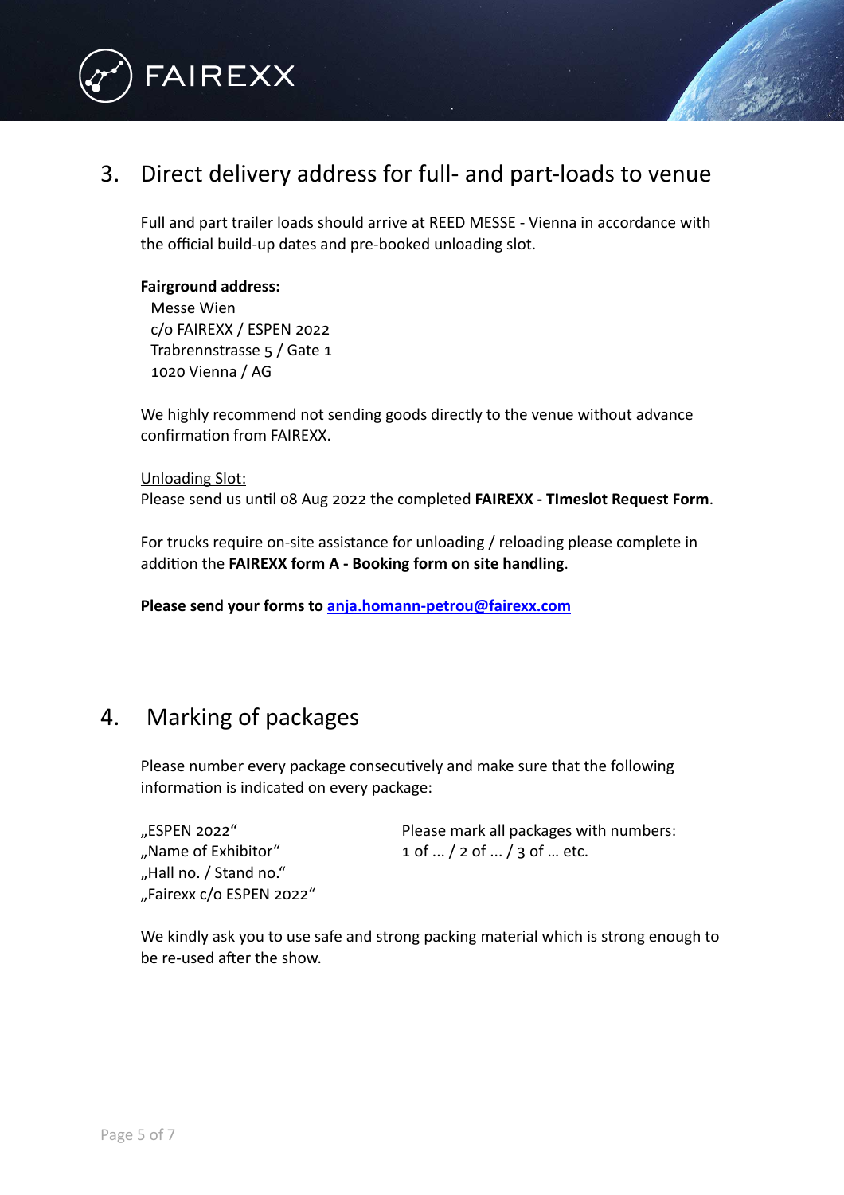## 3. Direct delivery address for full- and part-loads to venue

Full and part trailer loads should arrive at REED MESSE - Vienna in accordance with the official build-up dates and pre-booked unloading slot.

**Fairground address:**
Messe Wien
c/o FAIREXX / ESPEN 2022
Trabrennstrasse 5 / Gate 1
1020 Vienna / AG

We highly recommend not sending goods directly to the venue without advance confirmation from FAIREXX.

Unloading Slot:
Please send us until 08 Aug 2022 the completed **FAIREXX - TImeslot Request Form**.

For trucks require on-site assistance for unloading / reloading please complete in addition the **FAIREXX form A - Booking form on site handling**.

**Please send your forms to anja.homann-petrou@fairexx.com**

## 4. Marking of packages

Please number every package consecutively and make sure that the following information is indicated on every package:

„ESPEN 2022“
„Name of Exhibitor“
„Hall no. / Stand no.“
„Fairexx c/o ESPEN 2022“

Please mark all packages with numbers:
1 of ... / 2 of ... / 3 of … etc.

We kindly ask you to use safe and strong packing material which is strong enough to be re-used after the show.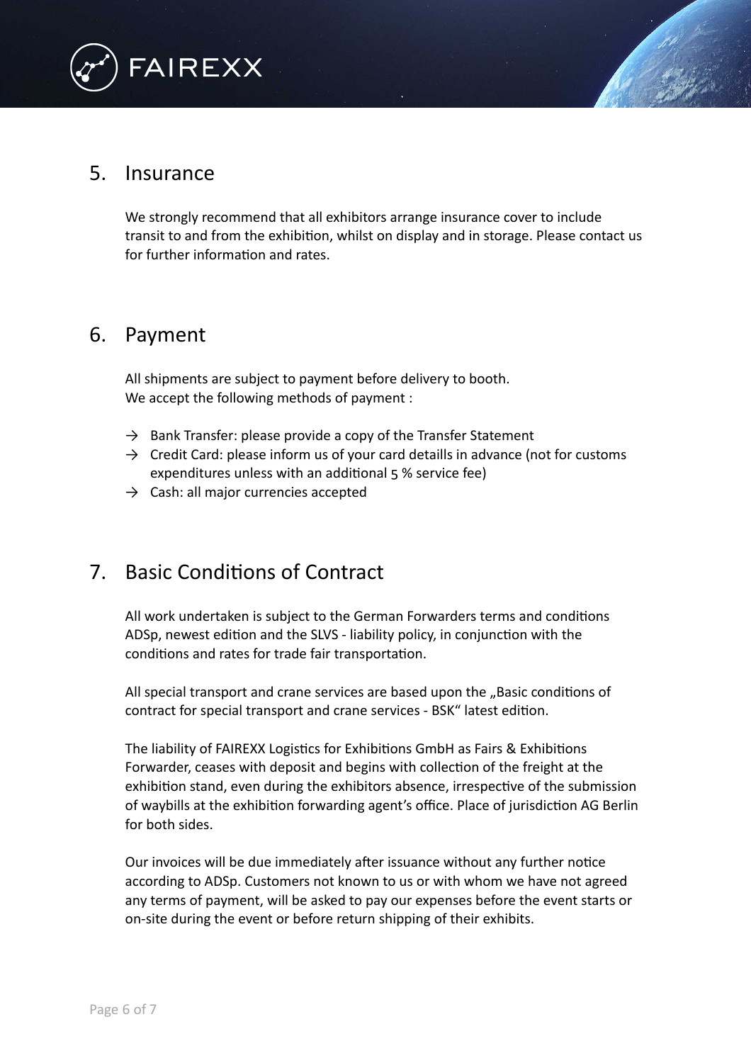## 5. Insurance

We strongly recommend that all exhibitors arrange insurance cover to include transit to and from the exhibition, whilst on display and in storage. Please contact us for further information and rates.

## 6. Payment

All shipments are subject to payment before delivery to booth.
We accept the following methods of payment :

- → Bank Transfer: please provide a copy of the Transfer Statement
- → Credit Card: please inform us of your card detaills in advance (not for customs expenditures unless with an additional 5 % service fee)
- → Cash: all major currencies accepted

## 7. Basic Conditions of Contract

All work undertaken is subject to the German Forwarders terms and conditions ADSp, newest edition and the SLVS - liability policy, in conjunction with the conditions and rates for trade fair transportation.

All special transport and crane services are based upon the „Basic conditions of contract for special transport and crane services - BSK" latest edition.

The liability of FAIREXX Logistics for Exhibitions GmbH as Fairs & Exhibitions Forwarder, ceases with deposit and begins with collection of the freight at the exhibition stand, even during the exhibitors absence, irrespective of the submission of waybills at the exhibition forwarding agent's office. Place of jurisdiction AG Berlin for both sides.

Our invoices will be due immediately after issuance without any further notice according to ADSp. Customers not known to us or with whom we have not agreed any terms of payment, will be asked to pay our expenses before the event starts or on-site during the event or before return shipping of their exhibits.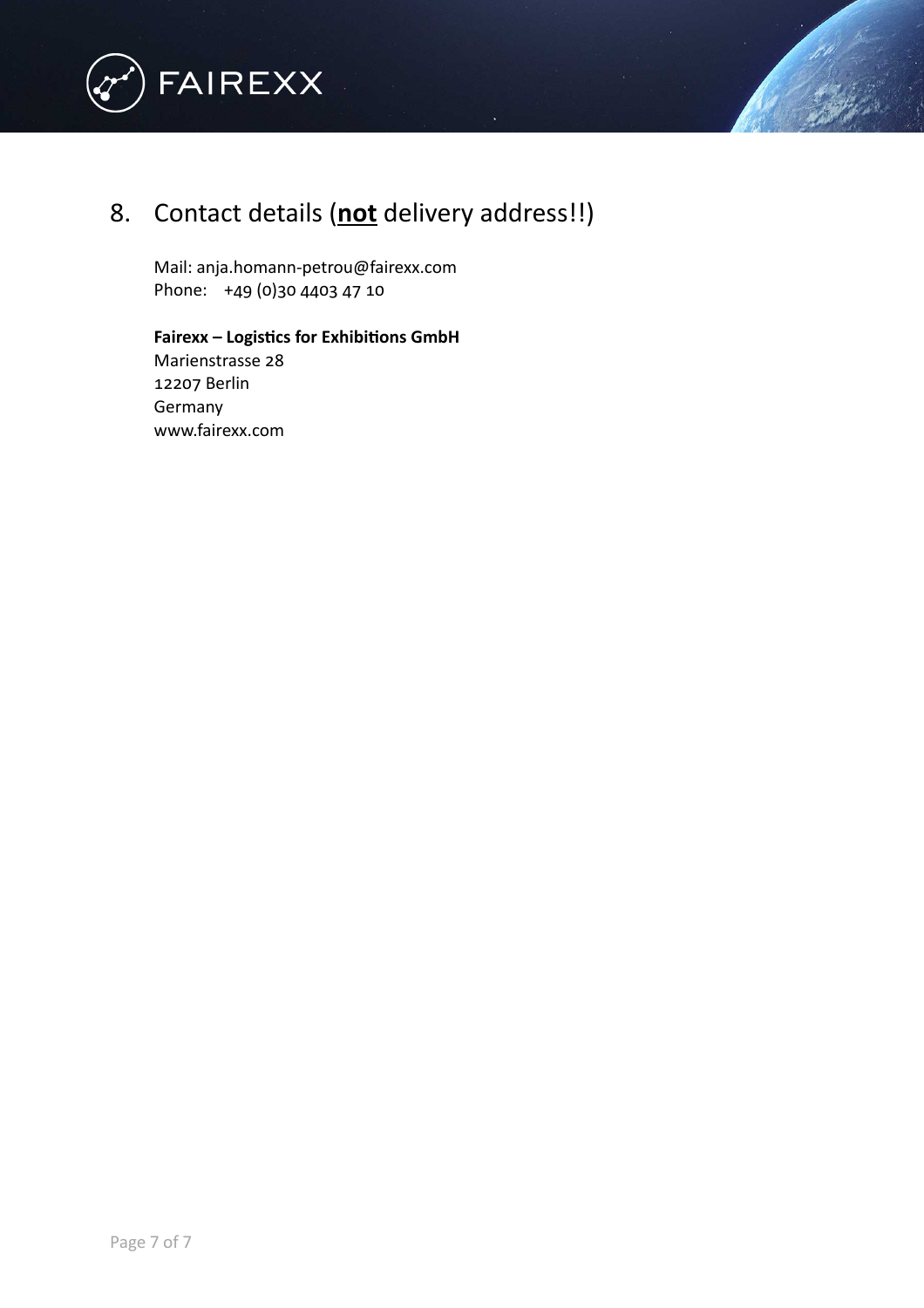## 8. Contact details (**not** delivery address!!)

Mail: anja.homann-petrou@fairexx.com
Phone: +49 (0)30 4403 47 10

**Fairexx – Logistics for Exhibitions GmbH**
Marienstrasse 28
12207 Berlin
Germany
www.fairexx.com